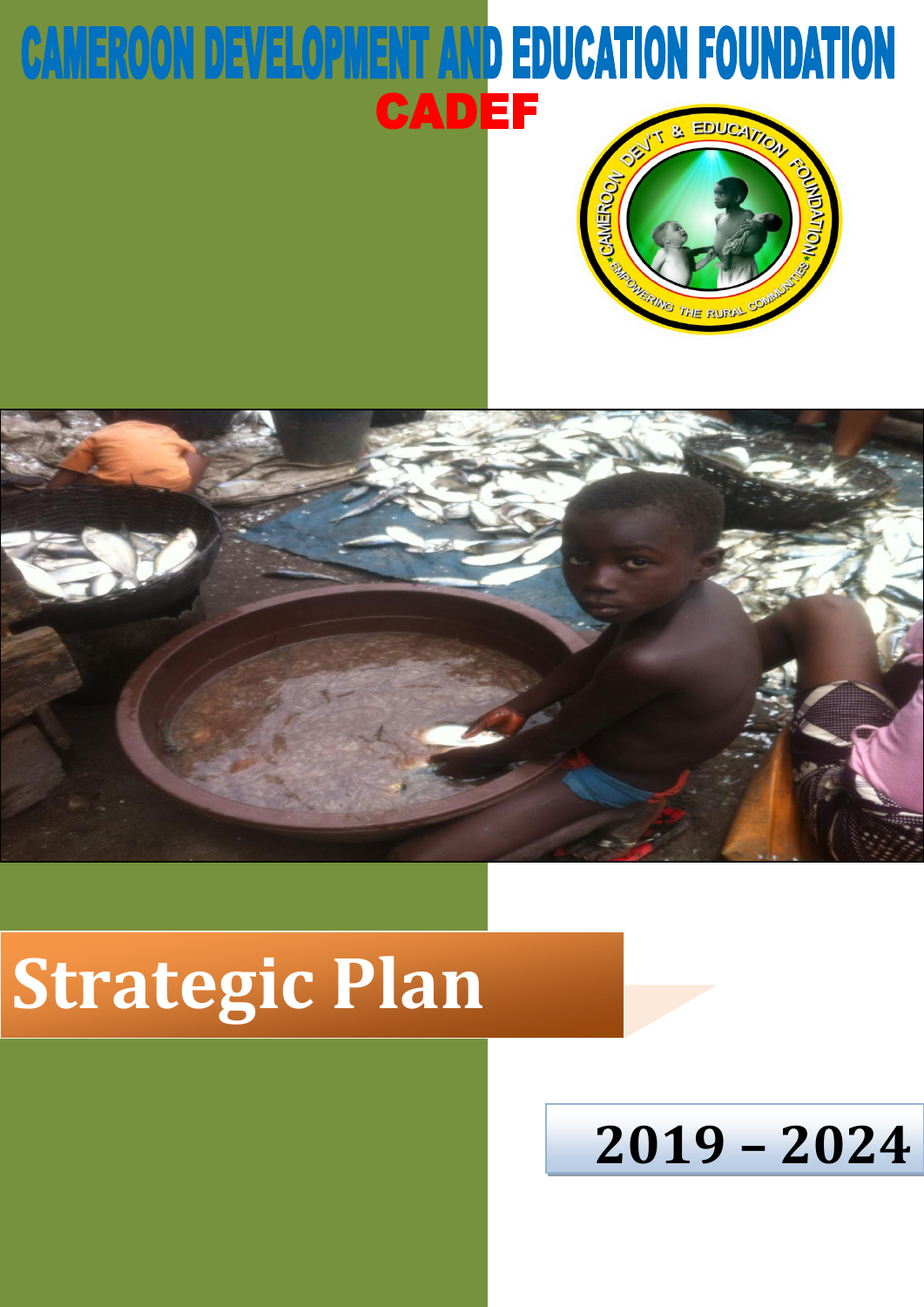# CAMEROON DEVELOPMENT AND EDUCATION FOUNDATION

## CADEF

# Strategic Plan

## 2019 – 2024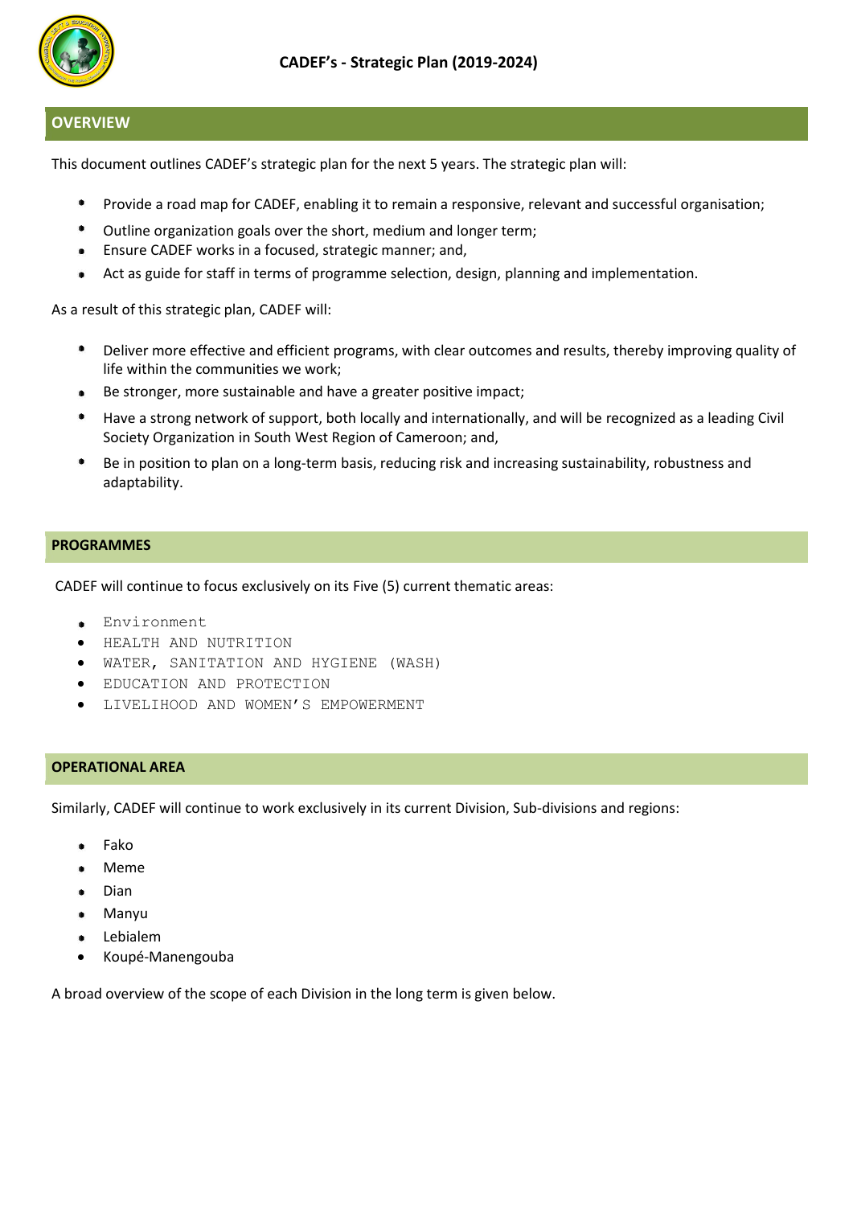# CADEF's - Strategic Plan (2019-2024)

## OVERVIEW

This document outlines CADEF's strategic plan for the next 5 years. The strategic plan will:

- Provide a road map for CADEF, enabling it to remain a responsive, relevant and successful organisation;
- Outline organization goals over the short, medium and longer term;
- Ensure CADEF works in a focused, strategic manner; and,
- Act as guide for staff in terms of programme selection, design, planning and implementation.

As a result of this strategic plan, CADEF will:

- Deliver more effective and efficient programs, with clear outcomes and results, thereby improving quality of life within the communities we work;
- Be stronger, more sustainable and have a greater positive impact;
- Have a strong network of support, both locally and internationally, and will be recognized as a leading Civil Society Organization in South West Region of Cameroon; and,
- Be in position to plan on a long-term basis, reducing risk and increasing sustainability, robustness and adaptability.

## PROGRAMMES

CADEF will continue to focus exclusively on its Five (5) current thematic areas:

- Environment
- HEALTH AND NUTRITION
- WATER, SANITATION AND HYGIENE (WASH)
- EDUCATION AND PROTECTION
- LIVELIHOOD AND WOMEN'S EMPOWERMENT

## OPERATIONAL AREA

Similarly, CADEF will continue to work exclusively in its current Division, Sub-divisions and regions:

- Fako
- Meme
- Dian
- Manyu
- Lebialem
- Koupé-Manengouba

A broad overview of the scope of each Division in the long term is given below.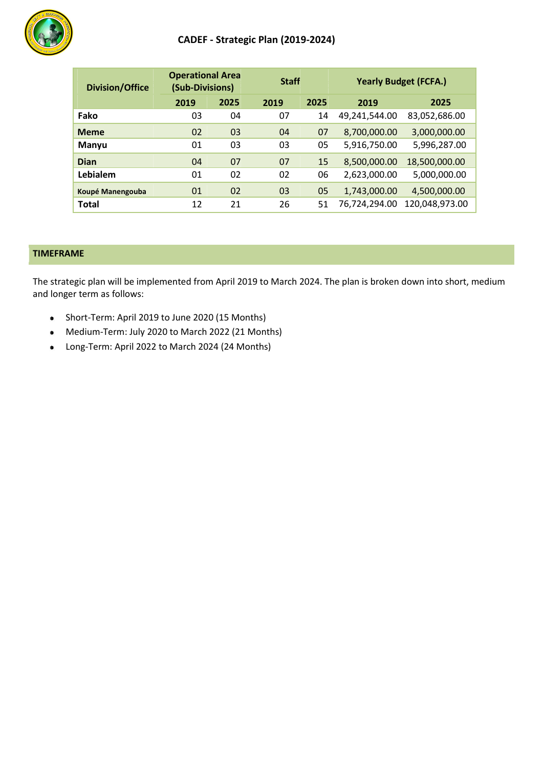| Division/Office | Operational Area (Sub-Divisions) | | Staff | | Yearly Budget (FCFA.) | |
|---|---|---|---|---|---|---|
| | 2019 | 2025 | 2019 | 2025 | 2019 | 2025 |
| **Fako** | 03 | 04 | 07 | 14 | 49,241,544.00 | 83,052,686.00 |
| **Meme** | 02 | 03 | 04 | 07 | 8,700,000.00 | 3,000,000.00 |
| **Manyu** | 01 | 03 | 03 | 05 | 5,916,750.00 | 5,996,287.00 |
| **Dian** | 04 | 07 | 07 | 15 | 8,500,000.00 | 18,500,000.00 |
| **Lebialem** | 01 | 02 | 02 | 06 | 2,623,000.00 | 5,000,000.00 |
| **Koupé Manengouba** | 01 | 02 | 03 | 05 | 1,743,000.00 | 4,500,000.00 |
| **Total** | 12 | 21 | 26 | 51 | 76,724,294.00 | 120,048,973.00 |

## TIMEFRAME

The strategic plan will be implemented from April 2019 to March 2024. The plan is broken down into short, medium and longer term as follows:

- Short-Term: April 2019 to June 2020 (15 Months)
- Medium-Term: July 2020 to March 2022 (21 Months)
- Long-Term: April 2022 to March 2024 (24 Months)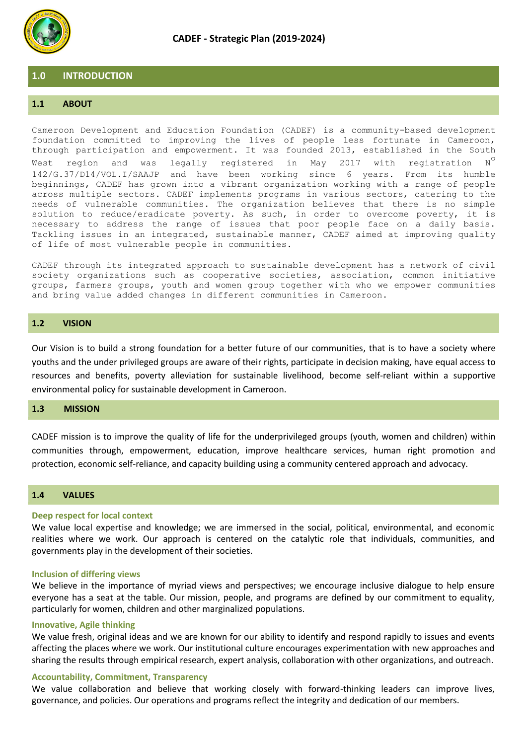## 1.0 INTRODUCTION

### 1.1 ABOUT

Cameroon Development and Education Foundation (CADEF) is a community-based development foundation committed to improving the lives of people less fortunate in Cameroon, through participation and empowerment. It was founded 2013, established in the South West region and was legally registered in May 2017 with registration N$^{O}$ 142/G.37/D14/VOL.I/SAAJP and have been working since 6 years. From its humble beginnings, CADEF has grown into a vibrant organization working with a range of people across multiple sectors. CADEF implements programs in various sectors, catering to the needs of vulnerable communities. The organization believes that there is no simple solution to reduce/eradicate poverty. As such, in order to overcome poverty, it is necessary to address the range of issues that poor people face on a daily basis. Tackling issues in an integrated, sustainable manner, CADEF aimed at improving quality of life of most vulnerable people in communities.

CADEF through its integrated approach to sustainable development has a network of civil society organizations such as cooperative societies, association, common initiative groups, farmers groups, youth and women group together with who we empower communities and bring value added changes in different communities in Cameroon.

### 1.2 VISION

Our Vision is to build a strong foundation for a better future of our communities, that is to have a society where youths and the under privileged groups are aware of their rights, participate in decision making, have equal access to resources and benefits, poverty alleviation for sustainable livelihood, become self-reliant within a supportive environmental policy for sustainable development in Cameroon.

### 1.3 MISSION

CADEF mission is to improve the quality of life for the underprivileged groups (youth, women and children) within communities through, empowerment, education, improve healthcare services, human right promotion and protection, economic self-reliance, and capacity building using a community centered approach and advocacy.

### 1.4 VALUES

**Deep respect for local context**
We value local expertise and knowledge; we are immersed in the social, political, environmental, and economic realities where we work. Our approach is centered on the catalytic role that individuals, communities, and governments play in the development of their societies.

**Inclusion of differing views**
We believe in the importance of myriad views and perspectives; we encourage inclusive dialogue to help ensure everyone has a seat at the table. Our mission, people, and programs are defined by our commitment to equality, particularly for women, children and other marginalized populations.

**Innovative, Agile thinking**
We value fresh, original ideas and we are known for our ability to identify and respond rapidly to issues and events affecting the places where we work. Our institutional culture encourages experimentation with new approaches and sharing the results through empirical research, expert analysis, collaboration with other organizations, and outreach.

**Accountability, Commitment, Transparency**
We value collaboration and believe that working closely with forward-thinking leaders can improve lives, governance, and policies. Our operations and programs reflect the integrity and dedication of our members.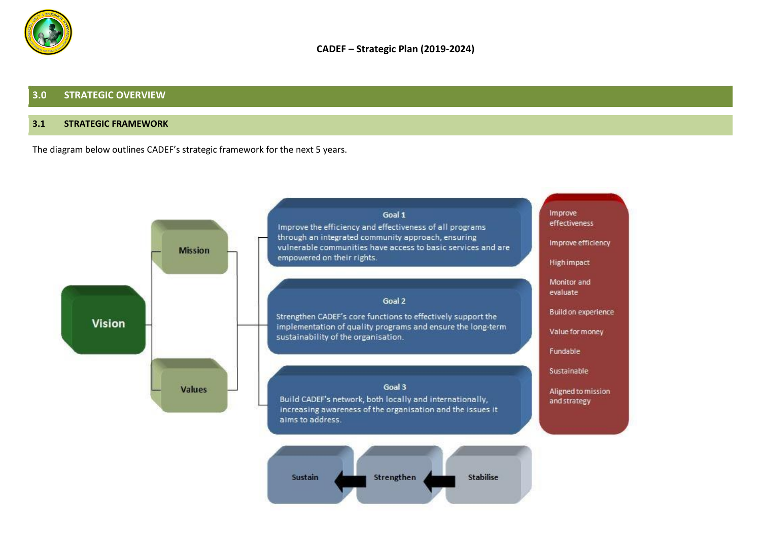## 3.0 STRATEGIC OVERVIEW

### 3.1 STRATEGIC FRAMEWORK

The diagram below outlines CADEF's strategic framework for the next 5 years.

Vision

Mission

Values

Goal 1
Improve the efficiency and effectiveness of all programs through an integrated community approach, ensuring vulnerable communities have access to basic services and are empowered on their rights.

Goal 2
Strengthen CADEF's core functions to effectively support the implementation of quality programs and ensure the long-term sustainability of the organisation.

Goal 3
Build CADEF's network, both locally and internationally, increasing awareness of the organisation and the issues it aims to address.

Improve effectiveness

Improve efficiency

High impact

Monitor and evaluate

Build on experience

Value for money

Fundable

Sustainable

Aligned to mission and strategy

Sustain

Strengthen

Stabilise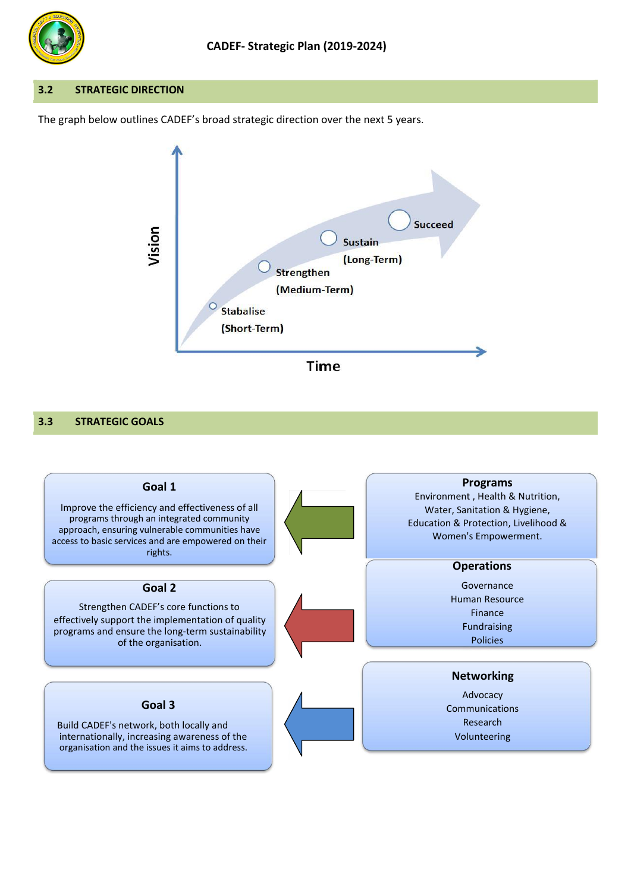## 3.2 STRATEGIC DIRECTION

The graph below outlines CADEF's broad strategic direction over the next 5 years.

Vision

Stabalise (Short-Term)

Strengthen (Medium-Term)

Sustain (Long-Term)

Succeed

Time

## 3.3 STRATEGIC GOALS

**Goal 1**

Improve the efficiency and effectiveness of all programs through an integrated community approach, ensuring vulnerable communities have access to basic services and are empowered on their rights.

**Programs**

Environment , Health & Nutrition, Water, Sanitation & Hygiene, Education & Protection, Livelihood & Women's Empowerment.

**Goal 2**

Strengthen CADEF's core functions to effectively support the implementation of quality programs and ensure the long-term sustainability of the organisation.

**Operations**

Governance
Human Resource
Finance
Fundraising
Policies

**Goal 3**

Build CADEF's network, both locally and internationally, increasing awareness of the organisation and the issues it aims to address.

**Networking**

Advocacy
Communications
Research
Volunteering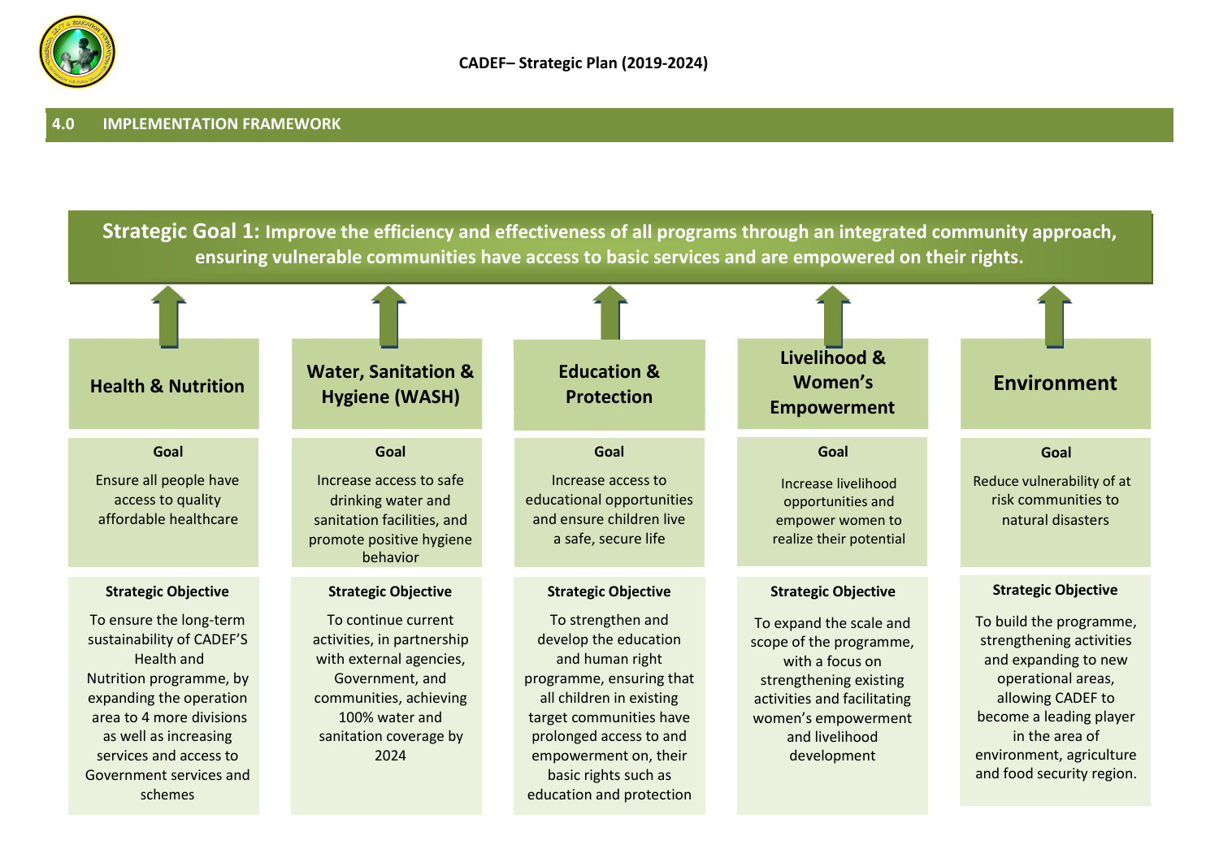## 4.0 IMPLEMENTATION FRAMEWORK

**Strategic Goal 1: Improve the efficiency and effectiveness of all programs through an integrated community approach, ensuring vulnerable communities have access to basic services and are empowered on their rights.**

| Health & Nutrition | Water, Sanitation & Hygiene (WASH) | Education & Protection | Livelihood & Women's Empowerment | Environment |
|---|---|---|---|---|
| **Goal**<br>Ensure all people have access to quality affordable healthcare | **Goal**<br>Increase access to safe drinking water and sanitation facilities, and promote positive hygiene behavior | **Goal**<br>Increase access to educational opportunities and ensure children live a safe, secure life | **Goal**<br>Increase livelihood opportunities and empower women to realize their potential | **Goal**<br>Reduce vulnerability of at risk communities to natural disasters |
| **Strategic Objective**<br>To ensure the long-term sustainability of CADEF'S Health and Nutrition programme, by expanding the operation area to 4 more divisions as well as increasing services and access to Government services and schemes | **Strategic Objective**<br>To continue current activities, in partnership with external agencies, Government, and communities, achieving 100% water and sanitation coverage by 2024 | **Strategic Objective**<br>To strengthen and develop the education and human right programme, ensuring that all children in existing target communities have prolonged access to and empowerment on, their basic rights such as education and protection | **Strategic Objective**<br>To expand the scale and scope of the programme, with a focus on strengthening existing activities and facilitating women's empowerment and livelihood development | **Strategic Objective**<br>To build the programme, strengthening activities and expanding to new operational areas, allowing CADEF to become a leading player in the area of environment, agriculture and food security region. |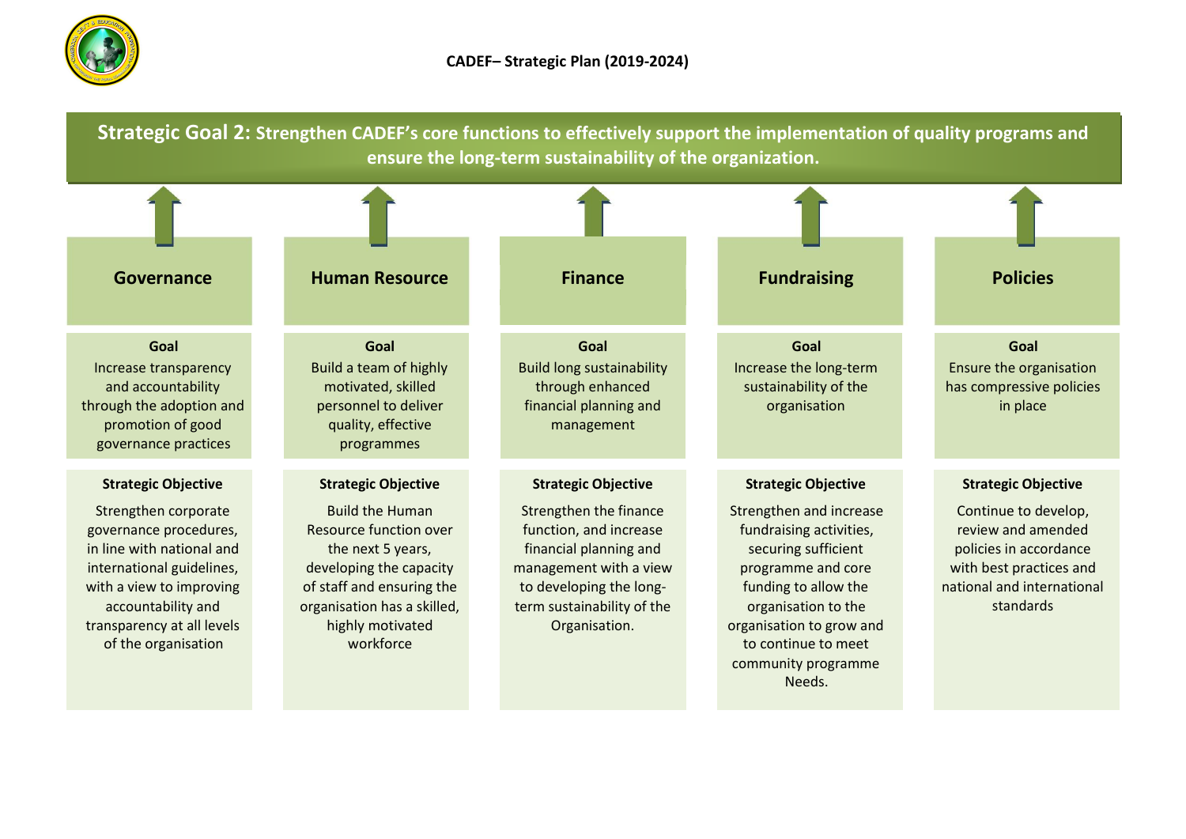## Strategic Goal 2: Strengthen CADEF's core functions to effectively support the implementation of quality programs and ensure the long-term sustainability of the organization.

| Governance | Human Resource | Finance | Fundraising | Policies |
| --- | --- | --- | --- | --- |
| **Goal**<br>Increase transparency and accountability through the adoption and promotion of good governance practices | **Goal**<br>Build a team of highly motivated, skilled personnel to deliver quality, effective programmes | **Goal**<br>Build long sustainability through enhanced financial planning and management | **Goal**<br>Increase the long-term sustainability of the organisation | **Goal**<br>Ensure the organisation has compressive policies in place |
| **Strategic Objective**<br>Strengthen corporate governance procedures, in line with national and international guidelines, with a view to improving accountability and transparency at all levels of the organisation | **Strategic Objective**<br>Build the Human Resource function over the next 5 years, developing the capacity of staff and ensuring the organisation has a skilled, highly motivated workforce | **Strategic Objective**<br>Strengthen the finance function, and increase financial planning and management with a view to developing the long-term sustainability of the Organisation. | **Strategic Objective**<br>Strengthen and increase fundraising activities, securing sufficient programme and core funding to allow the organisation to the organisation to grow and to continue to meet community programme Needs. | **Strategic Objective**<br>Continue to develop, review and amended policies in accordance with best practices and national and international standards |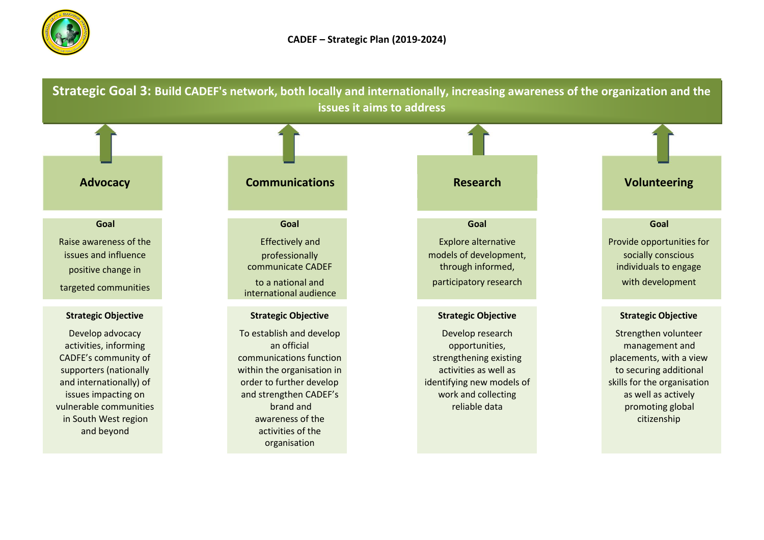CADEF – Strategic Plan (2019-2024)

## Strategic Goal 3: Build CADEF's network, both locally and internationally, increasing awareness of the organization and the issues it aims to address

| Advocacy | Communications | Research | Volunteering |
|---|---|---|---|
| **Goal**<br>Raise awareness of the issues and influence positive change in targeted communities | **Goal**<br>Effectively and professionally communicate CADEF to a national and international audience | **Goal**<br>Explore alternative models of development, through informed, participatory research | **Goal**<br>Provide opportunities for socially conscious individuals to engage with development |
| **Strategic Objective**<br>Develop advocacy activities, informing CADFE's community of supporters (nationally and internationally) of issues impacting on vulnerable communities in South West region and beyond | **Strategic Objective**<br>To establish and develop an official communications function within the organisation in order to further develop and strengthen CADEF's brand and awareness of the activities of the organisation | **Strategic Objective**<br>Develop research opportunities, strengthening existing activities as well as identifying new models of work and collecting reliable data | **Strategic Objective**<br>Strengthen volunteer management and placements, with a view to securing additional skills for the organisation as well as actively promoting global citizenship |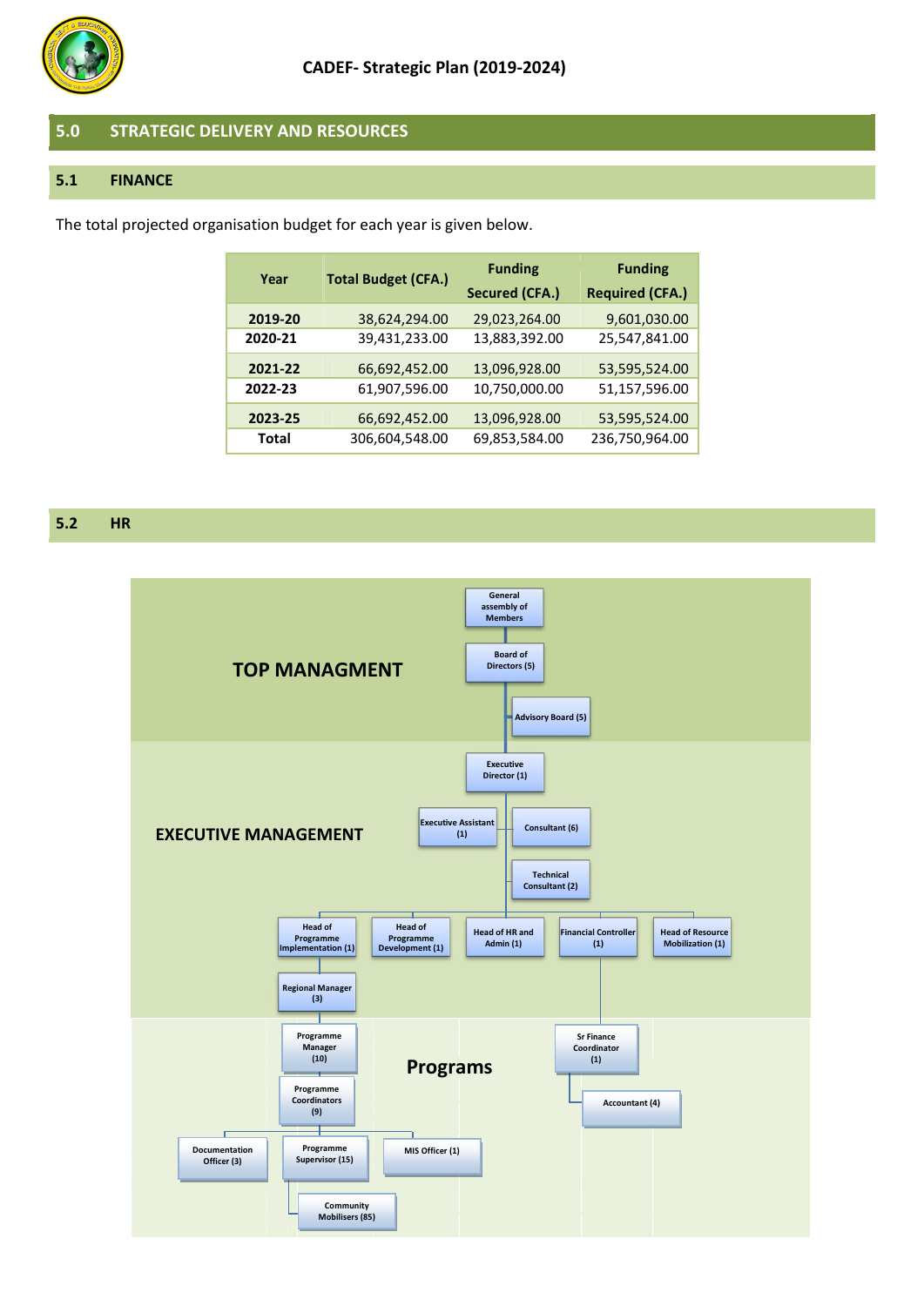## 5.0 STRATEGIC DELIVERY AND RESOURCES

### 5.1 FINANCE

The total projected organisation budget for each year is given below.

| Year | Total Budget (CFA.) | Funding Secured (CFA.) | Funding Required (CFA.) |
|---|---|---|---|
| 2019-20 | 38,624,294.00 | 29,023,264.00 | 9,601,030.00 |
| 2020-21 | 39,431,233.00 | 13,883,392.00 | 25,547,841.00 |
| 2021-22 | 66,692,452.00 | 13,096,928.00 | 53,595,524.00 |
| 2022-23 | 61,907,596.00 | 10,750,000.00 | 51,157,596.00 |
| 2023-25 | 66,692,452.00 | 13,096,928.00 | 53,595,524.00 |
| Total | 306,604,548.00 | 69,853,584.00 | 236,750,964.00 |

### 5.2 HR

TOP MANAGMENT

General assembly of Members

Board of Directors (5)

Advisory Board (5)

EXECUTIVE MANAGEMENT

Executive Director (1)

Executive Assistant (1)

Consultant (6)

Technical Consultant (2)

Head of Programme Implementation (1)

Head of Programme Development (1)

Head of HR and Admin (1)

Financial Controller (1)

Head of Resource Mobilization (1)

Regional Manager (3)

Programs

Programme Manager (10)

Programme Coordinators (9)

Documentation Officer (3)

Programme Supervisor (15)

MIS Officer (1)

Community Mobilisers (85)

Sr Finance Coordinator (1)

Accountant (4)